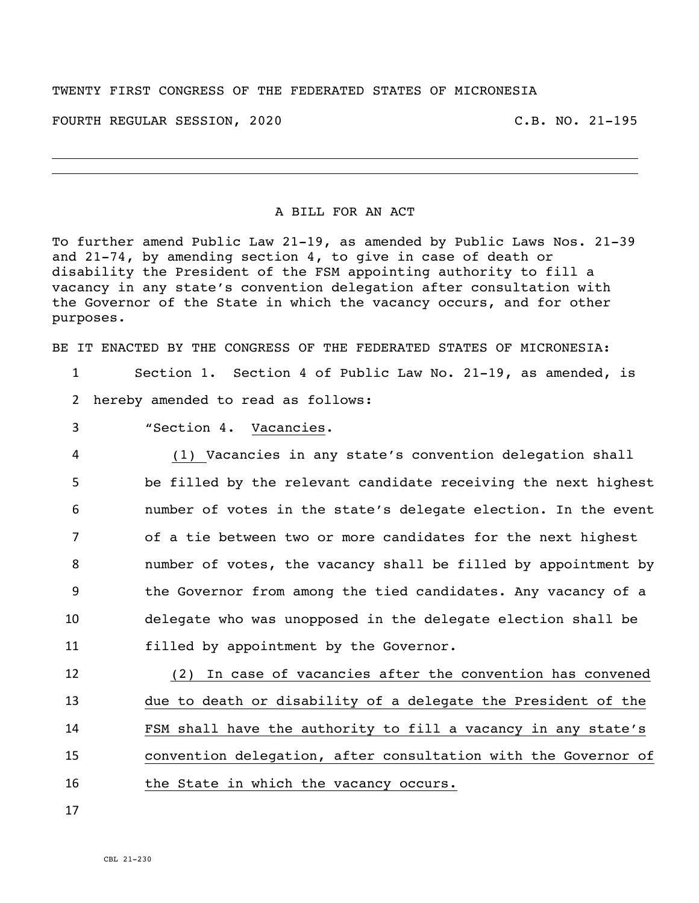TWENTY FIRST CONGRESS OF THE FEDERATED STATES OF MICRONESIA

FOURTH REGULAR SESSION, 2020 C.B. NO. 21-195

---

A BILL FOR AN ACT

To further amend Public Law 21-19, as amended by Public Laws Nos. 21-39 and 21-74, by amending section 4, to give in case of death or disability the President of the FSM appointing authority to fill a vacancy in any state's convention delegation after consultation with the Governor of the State in which the vacancy occurs, and for other purposes.

BE IT ENACTED BY THE CONGRESS OF THE FEDERATED STATES OF MICRONESIA:

1 Section 1. Section 4 of Public Law No. 21-19, as amended, is
2 hereby amended to read as follows:

3 "Section 4. Vacancies.

4 (1) Vacancies in any state's convention delegation shall
5 be filled by the relevant candidate receiving the next highest
6 number of votes in the state's delegate election. In the event
7 of a tie between two or more candidates for the next highest
8 number of votes, the vacancy shall be filled by appointment by
9 the Governor from among the tied candidates. Any vacancy of a
10 delegate who was unopposed in the delegate election shall be
11 filled by appointment by the Governor.

12 (2) In case of vacancies after the convention has convened
13 due to death or disability of a delegate the President of the
14 FSM shall have the authority to fill a vacancy in any state's
15 convention delegation, after consultation with the Governor of
16 the State in which the vacancy occurs.

17

CBL 21-230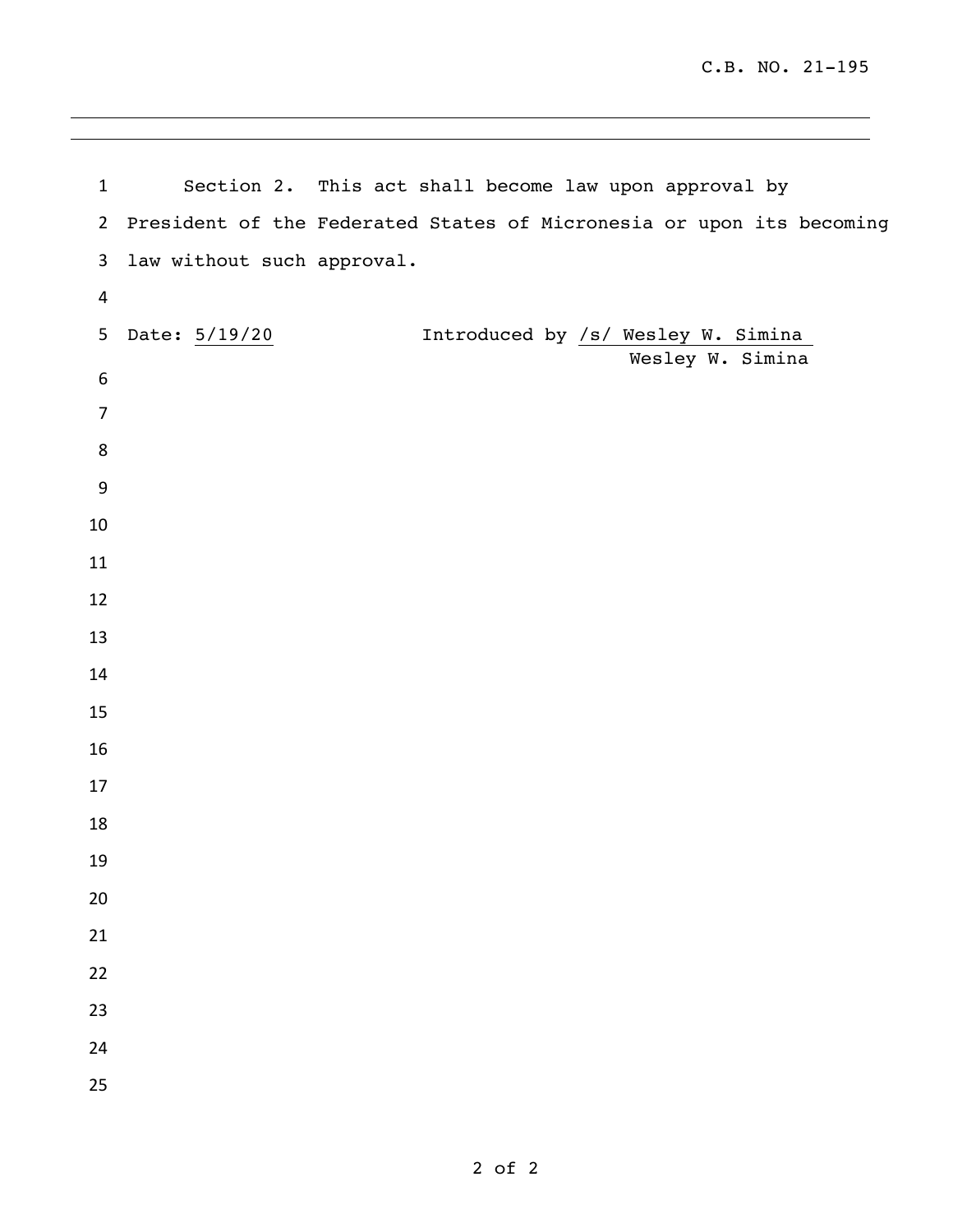Section 2. This act shall become law upon approval by President of the Federated States of Micronesia or upon its becoming law without such approval.

Date: 5/19/20

Introduced by /s/ Wesley W. Simina
Wesley W. Simina